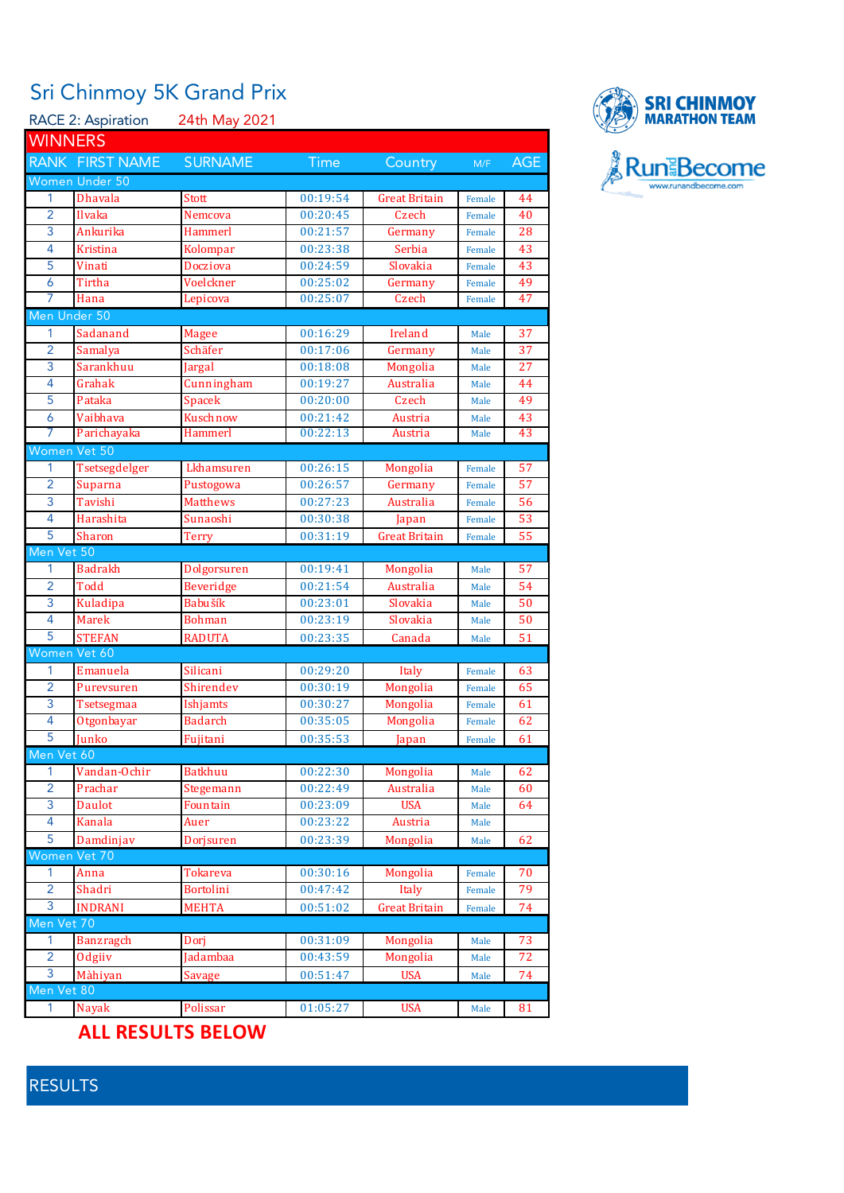# Sri Chinmoy 5K Grand Prix

RACE 2: Aspiration 24th May 2021

SRI CHINMOY MARATHON TEAM

RunandBecome www.runandbecome.com

## WINNERS

| RANK | FIRST NAME | SURNAME | Time | Country | M/F | AGE |
|---|---|---|---|---|---|---|
| Women Under 50 | | | | | | |
| 1 | Dhavala | Stott | 00:19:54 | Great Britain | Female | 44 |
| 2 | Ilvaka | Nemcova | 00:20:45 | Czech | Female | 40 |
| 3 | Ankurika | Hammerl | 00:21:57 | Germany | Female | 28 |
| 4 | Kristina | Kolompar | 00:23:38 | Serbia | Female | 43 |
| 5 | Vinati | Docziova | 00:24:59 | Slovakia | Female | 43 |
| 6 | Tirtha | Voelckner | 00:25:02 | Germany | Female | 49 |
| 7 | Hana | Lepicova | 00:25:07 | Czech | Female | 47 |
| Men Under 50 | | | | | | |
| 1 | Sadanand | Magee | 00:16:29 | Ireland | Male | 37 |
| 2 | Samalya | Schäfer | 00:17:06 | Germany | Male | 37 |
| 3 | Sarankhuu | Jargal | 00:18:08 | Mongolia | Male | 27 |
| 4 | Grahak | Cunningham | 00:19:27 | Australia | Male | 44 |
| 5 | Pataka | Spacek | 00:20:00 | Czech | Male | 49 |
| 6 | Vaibhava | Kuschnow | 00:21:42 | Austria | Male | 43 |
| 7 | Parichayaka | Hammerl | 00:22:13 | Austria | Male | 43 |
| Women Vet 50 | | | | | | |
| 1 | Tsetsegdelger | Lkhamsuren | 00:26:15 | Mongolia | Female | 57 |
| 2 | Suparna | Pustogowa | 00:26:57 | Germany | Female | 57 |
| 3 | Tavishi | Matthews | 00:27:23 | Australia | Female | 56 |
| 4 | Harashita | Sunaoshi | 00:30:38 | Japan | Female | 53 |
| 5 | Sharon | Terry | 00:31:19 | Great Britain | Female | 55 |
| Men Vet 50 | | | | | | |
| 1 | Badrakh | Dolgorsuren | 00:19:41 | Mongolia | Male | 57 |
| 2 | Todd | Beveridge | 00:21:54 | Australia | Male | 54 |
| 3 | Kuladipa | Babušík | 00:23:01 | Slovakia | Male | 50 |
| 4 | Marek | Bohman | 00:23:19 | Slovakia | Male | 50 |
| 5 | STEFAN | RADUTA | 00:23:35 | Canada | Male | 51 |
| Women Vet 60 | | | | | | |
| 1 | Emanuela | Silicani | 00:29:20 | Italy | Female | 63 |
| 2 | Purevsuren | Shirendev | 00:30:19 | Mongolia | Female | 65 |
| 3 | Tsetsegmaa | Ishjamts | 00:30:27 | Mongolia | Female | 61 |
| 4 | Otgonbayar | Badarch | 00:35:05 | Mongolia | Female | 62 |
| 5 | Junko | Fujitani | 00:35:53 | Japan | Female | 61 |
| Men Vet 60 | | | | | | |
| 1 | Vandan-Ochir | Batkhuu | 00:22:30 | Mongolia | Male | 62 |
| 2 | Prachar | Stegemann | 00:22:49 | Australia | Male | 60 |
| 3 | Daulot | Fountain | 00:23:09 | USA | Male | 64 |
| 4 | Kanala | Auer | 00:23:22 | Austria | Male | |
| 5 | Damdinjav | Dorjsuren | 00:23:39 | Mongolia | Male | 62 |
| Women Vet 70 | | | | | | |
| 1 | Anna | Tokareva | 00:30:16 | Mongolia | Female | 70 |
| 2 | Shadri | Bortolini | 00:47:42 | Italy | Female | 79 |
| 3 | INDRANI | MEHTA | 00:51:02 | Great Britain | Female | 74 |
| Men Vet 70 | | | | | | |
| 1 | Banzragch | Dorj | 00:31:09 | Mongolia | Male | 73 |
| 2 | Odgiiv | Jadambaa | 00:43:59 | Mongolia | Male | 72 |
| 3 | Màhiyan | Savage | 00:51:47 | USA | Male | 74 |
| Men Vet 80 | | | | | | |
| 1 | Nayak | Polissar | 01:05:27 | USA | Male | 81 |

**ALL RESULTS BELOW**

## RESULTS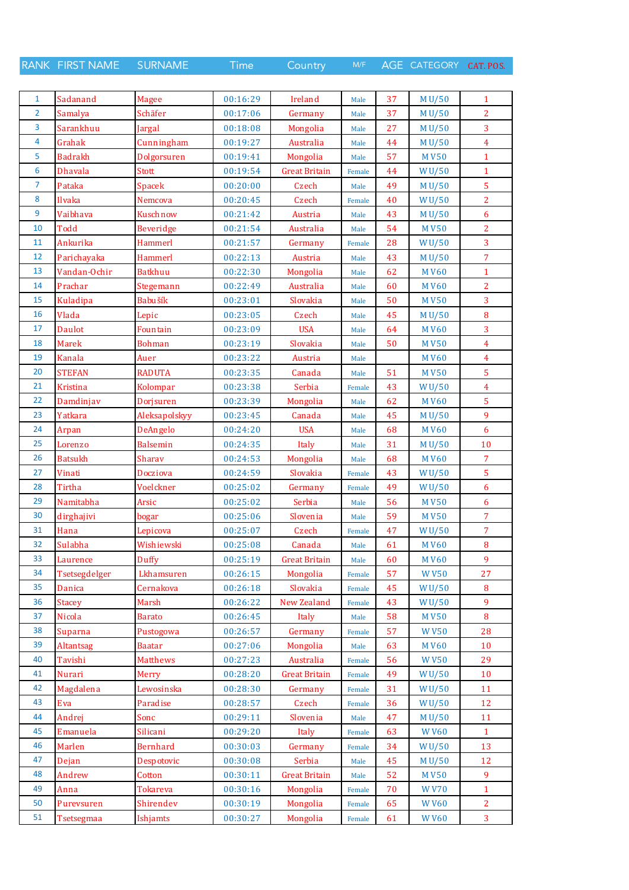| RANK | FIRST NAME | SURNAME | Time | Country | M/F | AGE | CATEGORY | CAT. POS. |
|---|---|---|---|---|---|---|---|---|
| 1 | Sadanand | Magee | 00:16:29 | Ireland | Male | 37 | M U/50 | 1 |
| 2 | Samalya | Schäfer | 00:17:06 | Germany | Male | 37 | M U/50 | 2 |
| 3 | Sarankhuu | Jargal | 00:18:08 | Mongolia | Male | 27 | M U/50 | 3 |
| 4 | Grahak | Cunningham | 00:19:27 | Australia | Male | 44 | M U/50 | 4 |
| 5 | Badrakh | Dolgorsuren | 00:19:41 | Mongolia | Male | 57 | M V50 | 1 |
| 6 | Dhavala | Stott | 00:19:54 | Great Britain | Female | 44 | W U/50 | 1 |
| 7 | Pataka | Spacek | 00:20:00 | Czech | Male | 49 | M U/50 | 5 |
| 8 | Ilvaka | Nemcova | 00:20:45 | Czech | Female | 40 | W U/50 | 2 |
| 9 | Vaibhava | Kuschnow | 00:21:42 | Austria | Male | 43 | M U/50 | 6 |
| 10 | Todd | Beveridge | 00:21:54 | Australia | Male | 54 | M V50 | 2 |
| 11 | Ankurika | Hammerl | 00:21:57 | Germany | Female | 28 | W U/50 | 3 |
| 12 | Parichayaka | Hammerl | 00:22:13 | Austria | Male | 43 | M U/50 | 7 |
| 13 | Vandan-Ochir | Batkhuu | 00:22:30 | Mongolia | Male | 62 | M V60 | 1 |
| 14 | Prachar | Stegemann | 00:22:49 | Australia | Male | 60 | M V60 | 2 |
| 15 | Kuladipa | Babušík | 00:23:01 | Slovakia | Male | 50 | M V50 | 3 |
| 16 | Vlada | Lepic | 00:23:05 | Czech | Male | 45 | M U/50 | 8 |
| 17 | Daulot | Fountain | 00:23:09 | USA | Male | 64 | M V60 | 3 |
| 18 | Marek | Bohman | 00:23:19 | Slovakia | Male | 50 | M V50 | 4 |
| 19 | Kanala | Auer | 00:23:22 | Austria | Male |  | M V60 | 4 |
| 20 | STEFAN | RADUTA | 00:23:35 | Canada | Male | 51 | M V50 | 5 |
| 21 | Kristina | Kolompar | 00:23:38 | Serbia | Female | 43 | W U/50 | 4 |
| 22 | Damdinjav | Dorjsuren | 00:23:39 | Mongolia | Male | 62 | M V60 | 5 |
| 23 | Yatkara | Aleksapolskyy | 00:23:45 | Canada | Male | 45 | M U/50 | 9 |
| 24 | Arpan | DeAngelo | 00:24:20 | USA | Male | 68 | M V60 | 6 |
| 25 | Lorenzo | Balsemin | 00:24:35 | Italy | Male | 31 | M U/50 | 10 |
| 26 | Batsukh | Sharav | 00:24:53 | Mongolia | Male | 68 | M V60 | 7 |
| 27 | Vinati | Docziova | 00:24:59 | Slovakia | Female | 43 | W U/50 | 5 |
| 28 | Tirtha | Voelckner | 00:25:02 | Germany | Female | 49 | W U/50 | 6 |
| 29 | Namitabha | Arsic | 00:25:02 | Serbia | Male | 56 | M V50 | 6 |
| 30 | dirghajivi | bogar | 00:25:06 | Slovenia | Male | 59 | M V50 | 7 |
| 31 | Hana | Lepicova | 00:25:07 | Czech | Female | 47 | W U/50 | 7 |
| 32 | Sulabha | Wishiewski | 00:25:08 | Canada | Male | 61 | M V60 | 8 |
| 33 | Laurence | Duffy | 00:25:19 | Great Britain | Male | 60 | M V60 | 9 |
| 34 | Tsetsegdelger | Lkhamsuren | 00:26:15 | Mongolia | Female | 57 | W V50 | 27 |
| 35 | Danica | Cernakova | 00:26:18 | Slovakia | Female | 45 | W U/50 | 8 |
| 36 | Stacey | Marsh | 00:26:22 | New Zealand | Female | 43 | W U/50 | 9 |
| 37 | Nicola | Barato | 00:26:45 | Italy | Male | 58 | M V50 | 8 |
| 38 | Suparna | Pustogowa | 00:26:57 | Germany | Female | 57 | W V50 | 28 |
| 39 | Altantsag | Baatar | 00:27:06 | Mongolia | Male | 63 | M V60 | 10 |
| 40 | Tavishi | Matthews | 00:27:23 | Australia | Female | 56 | W V50 | 29 |
| 41 | Nurari | Merry | 00:28:20 | Great Britain | Female | 49 | W U/50 | 10 |
| 42 | Magdalena | Lewosinska | 00:28:30 | Germany | Female | 31 | W U/50 | 11 |
| 43 | Eva | Paradise | 00:28:57 | Czech | Female | 36 | W U/50 | 12 |
| 44 | Andrej | Sonc | 00:29:11 | Slovenia | Male | 47 | M U/50 | 11 |
| 45 | Emanuela | Silicani | 00:29:20 | Italy | Female | 63 | W V60 | 1 |
| 46 | Marlen | Bernhard | 00:30:03 | Germany | Female | 34 | W U/50 | 13 |
| 47 | Dejan | Despotovic | 00:30:08 | Serbia | Male | 45 | M U/50 | 12 |
| 48 | Andrew | Cotton | 00:30:11 | Great Britain | Male | 52 | M V50 | 9 |
| 49 | Anna | Tokareva | 00:30:16 | Mongolia | Female | 70 | W V70 | 1 |
| 50 | Purevsuren | Shirendev | 00:30:19 | Mongolia | Female | 65 | W V60 | 2 |
| 51 | Tsetsegmaa | Ishjamts | 00:30:27 | Mongolia | Female | 61 | W V60 | 3 |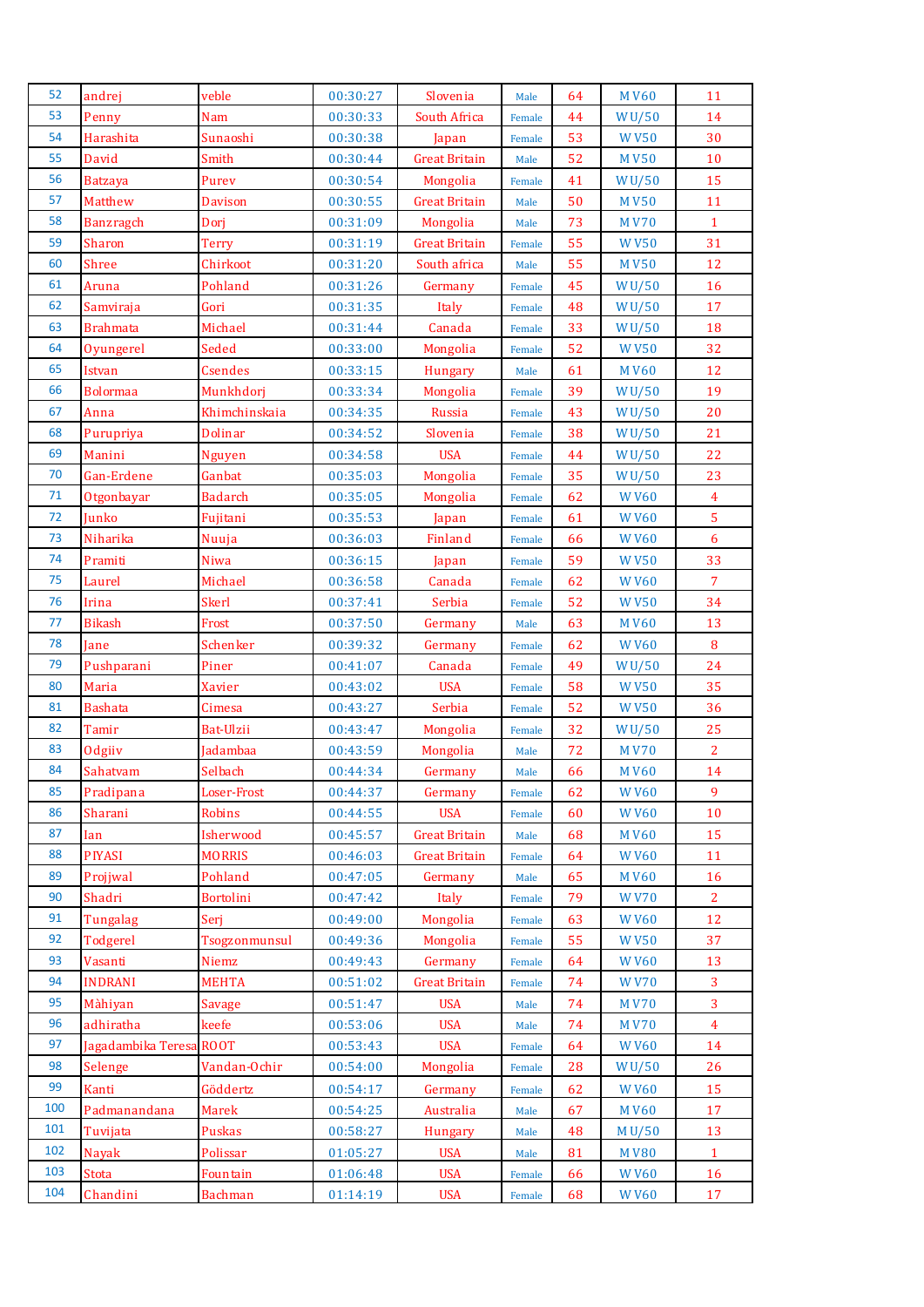| | | | | | | | | |
|---|---|---|---|---|---|---|---|---|
| 52 | andrej | veble | 00:30:27 | Slovenia | Male | 64 | M V60 | 11 |
| 53 | Penny | Nam | 00:30:33 | South Africa | Female | 44 | W U/50 | 14 |
| 54 | Harashita | Sunaoshi | 00:30:38 | Japan | Female | 53 | W V50 | 30 |
| 55 | David | Smith | 00:30:44 | Great Britain | Male | 52 | M V50 | 10 |
| 56 | Batzaya | Purev | 00:30:54 | Mongolia | Female | 41 | W U/50 | 15 |
| 57 | Matthew | Davison | 00:30:55 | Great Britain | Male | 50 | M V50 | 11 |
| 58 | Banzragch | Dorj | 00:31:09 | Mongolia | Male | 73 | M V70 | 1 |
| 59 | Sharon | Terry | 00:31:19 | Great Britain | Female | 55 | W V50 | 31 |
| 60 | Shree | Chirkoot | 00:31:20 | South africa | Male | 55 | M V50 | 12 |
| 61 | Aruna | Pohland | 00:31:26 | Germany | Female | 45 | W U/50 | 16 |
| 62 | Samviraja | Gori | 00:31:35 | Italy | Female | 48 | W U/50 | 17 |
| 63 | Brahmata | Michael | 00:31:44 | Canada | Female | 33 | W U/50 | 18 |
| 64 | Oyungerel | Seded | 00:33:00 | Mongolia | Female | 52 | W V50 | 32 |
| 65 | Istvan | Csendes | 00:33:15 | Hungary | Male | 61 | M V60 | 12 |
| 66 | Bolormaa | Munkhdorj | 00:33:34 | Mongolia | Female | 39 | W U/50 | 19 |
| 67 | Anna | Khimchinskaia | 00:34:35 | Russia | Female | 43 | W U/50 | 20 |
| 68 | Purupriya | Dolinar | 00:34:52 | Slovenia | Female | 38 | W U/50 | 21 |
| 69 | Manini | Nguyen | 00:34:58 | USA | Female | 44 | W U/50 | 22 |
| 70 | Gan-Erdene | Ganbat | 00:35:03 | Mongolia | Female | 35 | W U/50 | 23 |
| 71 | Otgonbayar | Badarch | 00:35:05 | Mongolia | Female | 62 | W V60 | 4 |
| 72 | Junko | Fujitani | 00:35:53 | Japan | Female | 61 | W V60 | 5 |
| 73 | Niharika | Nuuja | 00:36:03 | Finland | Female | 66 | W V60 | 6 |
| 74 | Pramiti | Niwa | 00:36:15 | Japan | Female | 59 | W V50 | 33 |
| 75 | Laurel | Michael | 00:36:58 | Canada | Female | 62 | W V60 | 7 |
| 76 | Irina | Skerl | 00:37:41 | Serbia | Female | 52 | W V50 | 34 |
| 77 | Bikash | Frost | 00:37:50 | Germany | Male | 63 | M V60 | 13 |
| 78 | Jane | Schenker | 00:39:32 | Germany | Female | 62 | W V60 | 8 |
| 79 | Pushparani | Piner | 00:41:07 | Canada | Female | 49 | W U/50 | 24 |
| 80 | Maria | Xavier | 00:43:02 | USA | Female | 58 | W V50 | 35 |
| 81 | Bashata | Cimesa | 00:43:27 | Serbia | Female | 52 | W V50 | 36 |
| 82 | Tamir | Bat-Ulzii | 00:43:47 | Mongolia | Female | 32 | W U/50 | 25 |
| 83 | Odgiiv | Jadambaa | 00:43:59 | Mongolia | Male | 72 | M V70 | 2 |
| 84 | Sahatvam | Selbach | 00:44:34 | Germany | Male | 66 | M V60 | 14 |
| 85 | Pradipana | Loser-Frost | 00:44:37 | Germany | Female | 62 | W V60 | 9 |
| 86 | Sharani | Robins | 00:44:55 | USA | Female | 60 | W V60 | 10 |
| 87 | Ian | Isherwood | 00:45:57 | Great Britain | Male | 68 | M V60 | 15 |
| 88 | PIYASI | MORRIS | 00:46:03 | Great Britain | Female | 64 | W V60 | 11 |
| 89 | Projjwal | Pohland | 00:47:05 | Germany | Male | 65 | M V60 | 16 |
| 90 | Shadri | Bortolini | 00:47:42 | Italy | Female | 79 | W V70 | 2 |
| 91 | Tungalag | Serj | 00:49:00 | Mongolia | Female | 63 | W V60 | 12 |
| 92 | Todgerel | Tsogzonmunsul | 00:49:36 | Mongolia | Female | 55 | W V50 | 37 |
| 93 | Vasanti | Niemz | 00:49:43 | Germany | Female | 64 | W V60 | 13 |
| 94 | INDRANI | MEHTA | 00:51:02 | Great Britain | Female | 74 | W V70 | 3 |
| 95 | Màhiyan | Savage | 00:51:47 | USA | Male | 74 | M V70 | 3 |
| 96 | adhiratha | keefe | 00:53:06 | USA | Male | 74 | M V70 | 4 |
| 97 | Jagadambika Teresa | ROOT | 00:53:43 | USA | Female | 64 | W V60 | 14 |
| 98 | Selenge | Vandan-Ochir | 00:54:00 | Mongolia | Female | 28 | W U/50 | 26 |
| 99 | Kanti | Göddertz | 00:54:17 | Germany | Female | 62 | W V60 | 15 |
| 100 | Padmanandana | Marek | 00:54:25 | Australia | Male | 67 | M V60 | 17 |
| 101 | Tuvijata | Puskas | 00:58:27 | Hungary | Male | 48 | M U/50 | 13 |
| 102 | Nayak | Polissar | 01:05:27 | USA | Male | 81 | M V80 | 1 |
| 103 | Stota | Fountain | 01:06:48 | USA | Female | 66 | W V60 | 16 |
| 104 | Chandini | Bachman | 01:14:19 | USA | Female | 68 | W V60 | 17 |